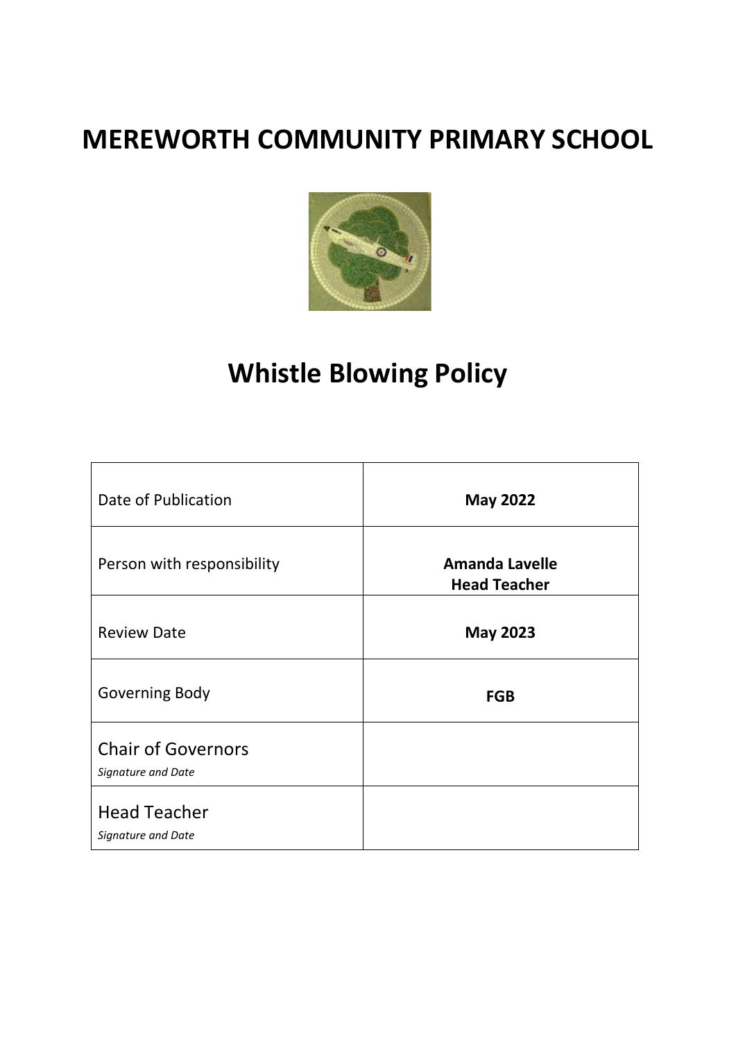# MEREWORTH COMMUNITY PRIMARY SCHOOL

# Whistle Blowing Policy

| | |
|---|---|
| Date of Publication | **May 2022** |
| Person with responsibility | **Amanda Lavelle**<br>**Head Teacher** |
| Review Date | **May 2023** |
| Governing Body | **FGB** |
| Chair of Governors<br>*Signature and Date* | |
| Head Teacher<br>*Signature and Date* | |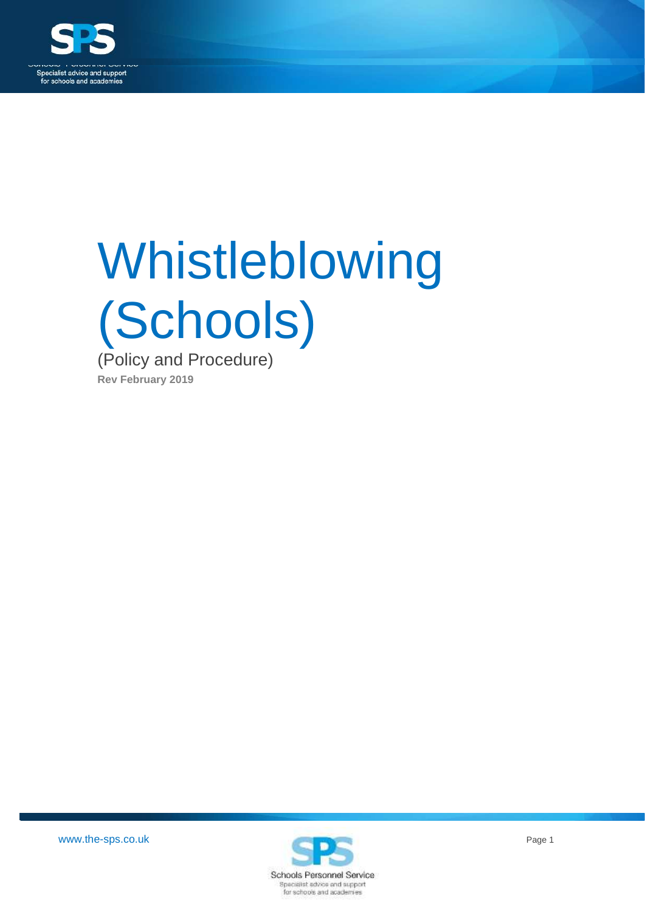# Whistleblowing (Schools)

(Policy and Procedure)

**Rev February 2019**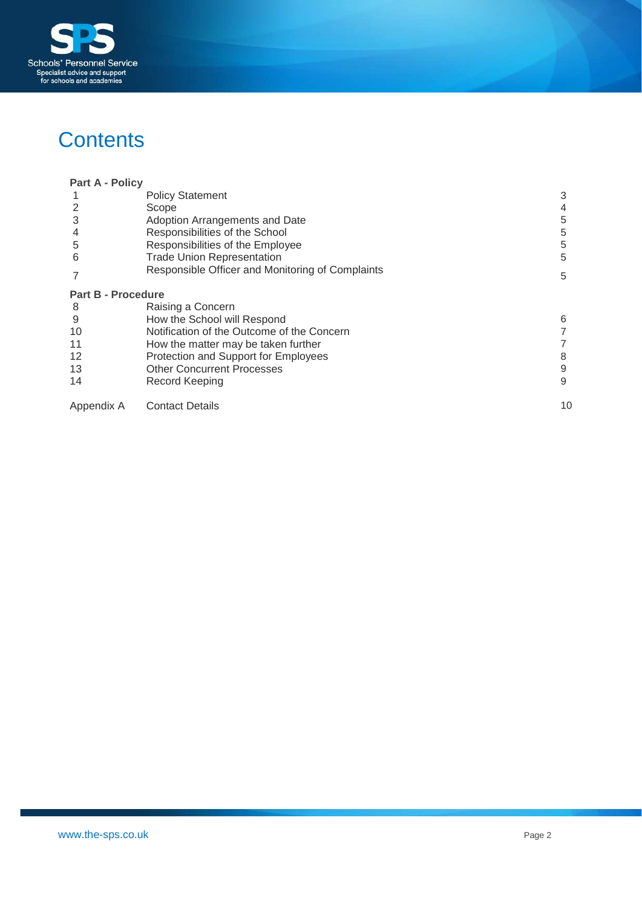# Contents

| **Part A - Policy** | | |
|---|---|---|
| 1 | Policy Statement | 3 |
| 2 | Scope | 4 |
| 3 | Adoption Arrangements and Date | 5 |
| 4 | Responsibilities of the School | 5 |
| 5 | Responsibilities of the Employee | 5 |
| 6 | Trade Union Representation | 5 |
| 7 | Responsible Officer and Monitoring of Complaints | 5 |
| **Part B - Procedure** | | |
| 8 | Raising a Concern | |
| 9 | How the School will Respond | 6 |
| 10 | Notification of the Outcome of the Concern | 7 |
| 11 | How the matter may be taken further | 7 |
| 12 | Protection and Support for Employees | 8 |
| 13 | Other Concurrent Processes | 9 |
| 14 | Record Keeping | 9 |
| Appendix A | Contact Details | 10 |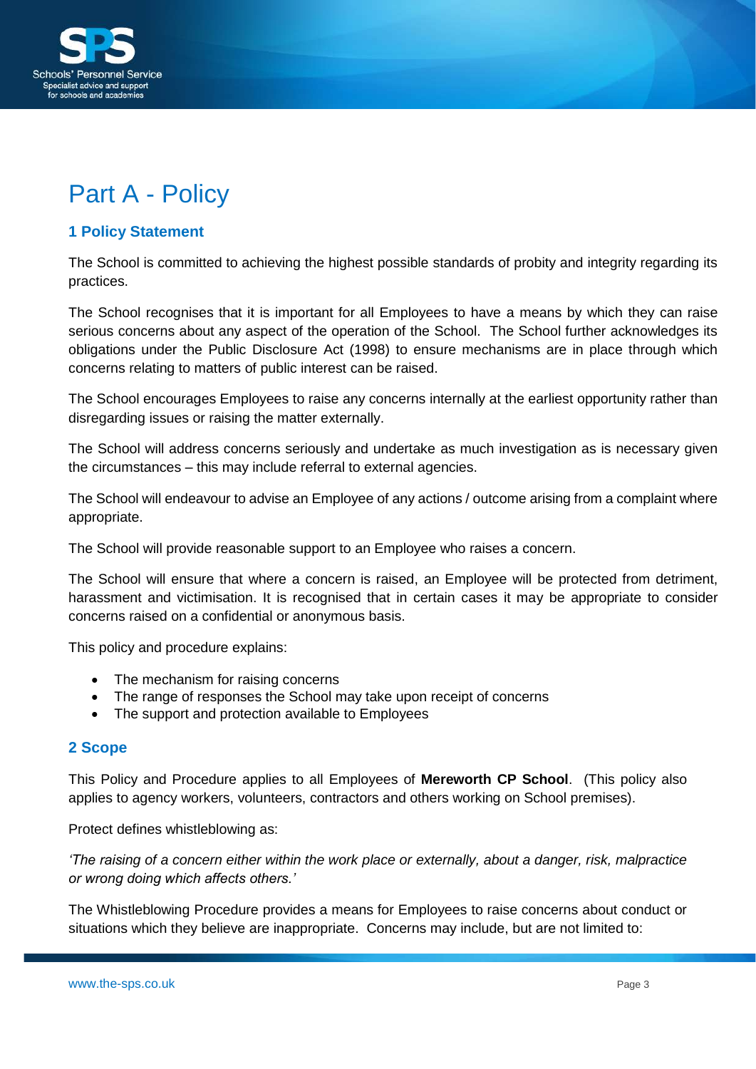# Part A - Policy

## 1 Policy Statement

The School is committed to achieving the highest possible standards of probity and integrity regarding its practices.

The School recognises that it is important for all Employees to have a means by which they can raise serious concerns about any aspect of the operation of the School. The School further acknowledges its obligations under the Public Disclosure Act (1998) to ensure mechanisms are in place through which concerns relating to matters of public interest can be raised.

The School encourages Employees to raise any concerns internally at the earliest opportunity rather than disregarding issues or raising the matter externally.

The School will address concerns seriously and undertake as much investigation as is necessary given the circumstances – this may include referral to external agencies.

The School will endeavour to advise an Employee of any actions / outcome arising from a complaint where appropriate.

The School will provide reasonable support to an Employee who raises a concern.

The School will ensure that where a concern is raised, an Employee will be protected from detriment, harassment and victimisation. It is recognised that in certain cases it may be appropriate to consider concerns raised on a confidential or anonymous basis.

This policy and procedure explains:

- The mechanism for raising concerns
- The range of responses the School may take upon receipt of concerns
- The support and protection available to Employees

## 2 Scope

This Policy and Procedure applies to all Employees of **Mereworth CP School**. (This policy also applies to agency workers, volunteers, contractors and others working on School premises).

Protect defines whistleblowing as:

*'The raising of a concern either within the work place or externally, about a danger, risk, malpractice or wrong doing which affects others.'*

The Whistleblowing Procedure provides a means for Employees to raise concerns about conduct or situations which they believe are inappropriate. Concerns may include, but are not limited to: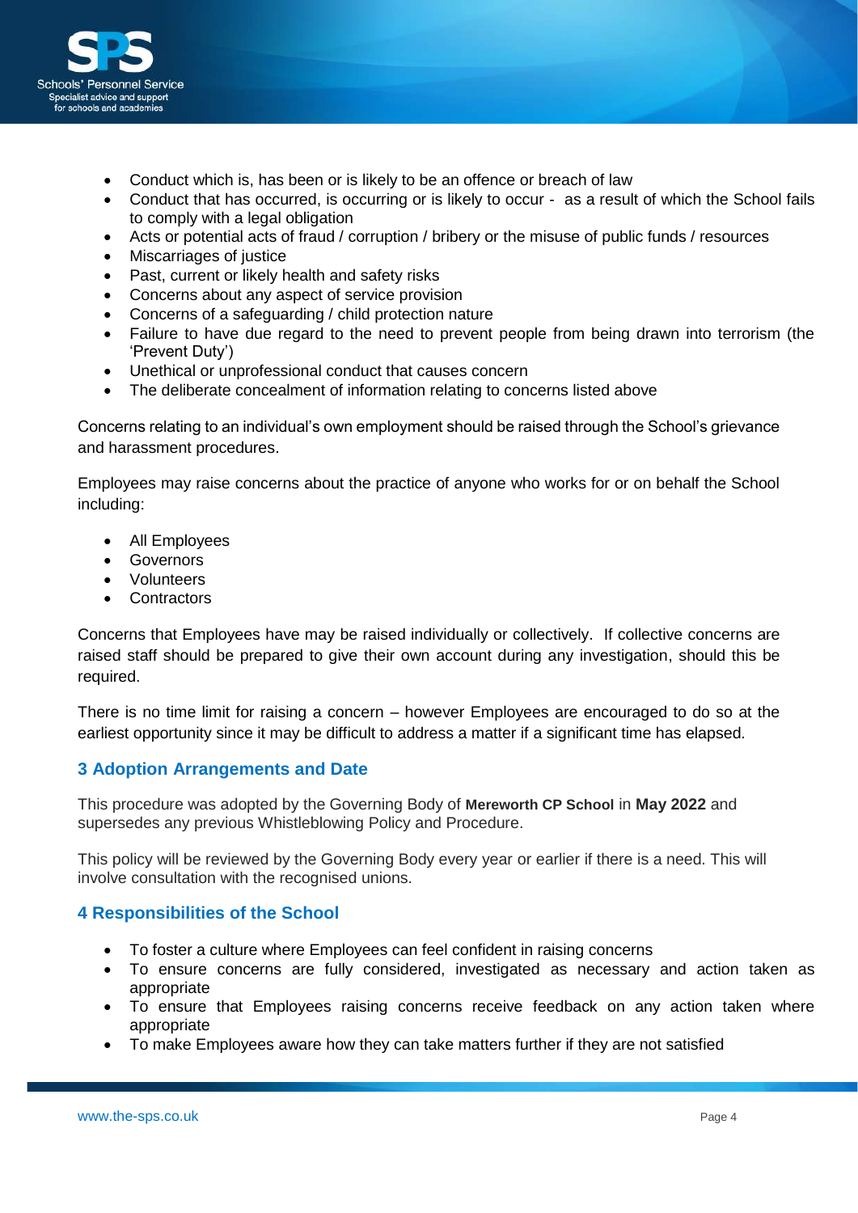- Conduct which is, has been or is likely to be an offence or breach of law
- Conduct that has occurred, is occurring or is likely to occur - as a result of which the School fails to comply with a legal obligation
- Acts or potential acts of fraud / corruption / bribery or the misuse of public funds / resources
- Miscarriages of justice
- Past, current or likely health and safety risks
- Concerns about any aspect of service provision
- Concerns of a safeguarding / child protection nature
- Failure to have due regard to the need to prevent people from being drawn into terrorism (the 'Prevent Duty')
- Unethical or unprofessional conduct that causes concern
- The deliberate concealment of information relating to concerns listed above

Concerns relating to an individual's own employment should be raised through the School's grievance and harassment procedures.

Employees may raise concerns about the practice of anyone who works for or on behalf the School including:

- All Employees
- Governors
- Volunteers
- Contractors

Concerns that Employees have may be raised individually or collectively. If collective concerns are raised staff should be prepared to give their own account during any investigation, should this be required.

There is no time limit for raising a concern – however Employees are encouraged to do so at the earliest opportunity since it may be difficult to address a matter if a significant time has elapsed.

## 3 Adoption Arrangements and Date

This procedure was adopted by the Governing Body of **Mereworth CP School** in **May 2022** and supersedes any previous Whistleblowing Policy and Procedure.

This policy will be reviewed by the Governing Body every year or earlier if there is a need. This will involve consultation with the recognised unions.

## 4 Responsibilities of the School

- To foster a culture where Employees can feel confident in raising concerns
- To ensure concerns are fully considered, investigated as necessary and action taken as appropriate
- To ensure that Employees raising concerns receive feedback on any action taken where appropriate
- To make Employees aware how they can take matters further if they are not satisfied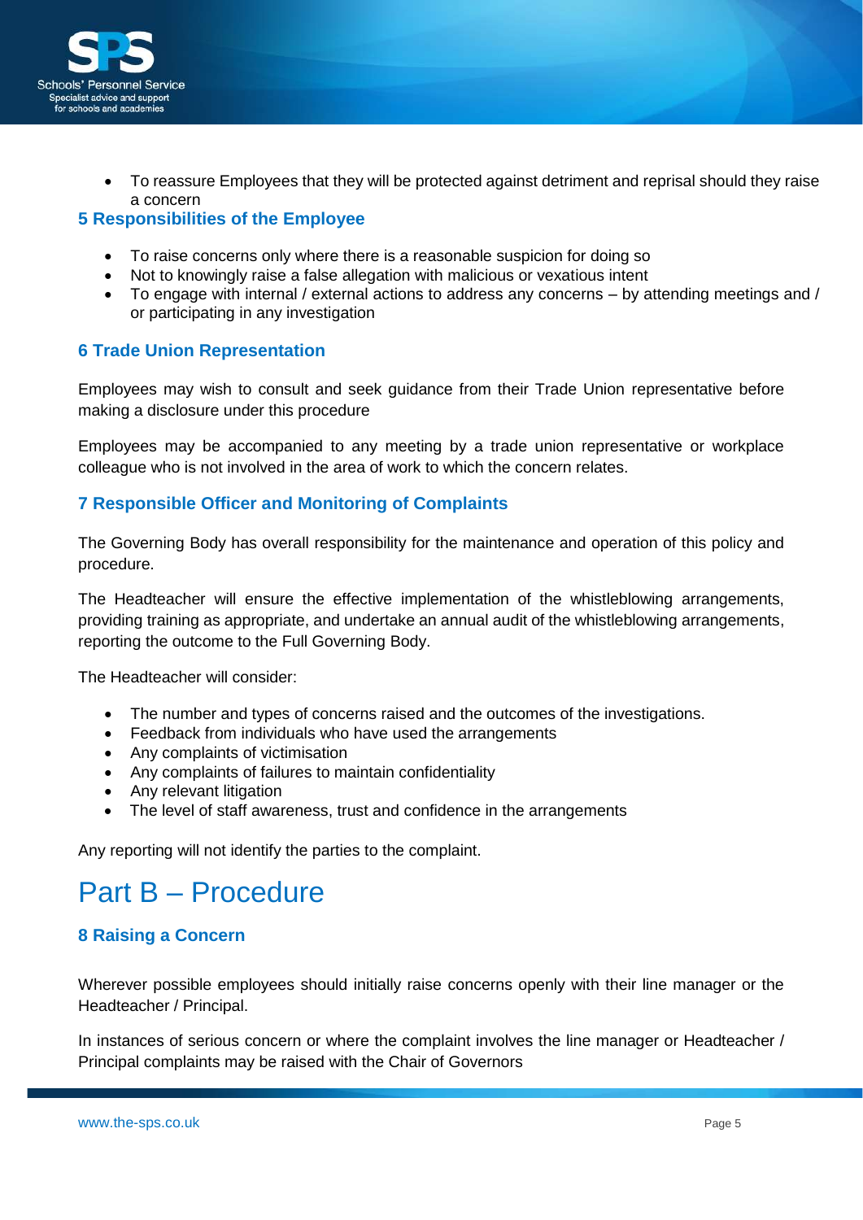- To reassure Employees that they will be protected against detriment and reprisal should they raise a concern

## 5 Responsibilities of the Employee

- To raise concerns only where there is a reasonable suspicion for doing so
- Not to knowingly raise a false allegation with malicious or vexatious intent
- To engage with internal / external actions to address any concerns – by attending meetings and / or participating in any investigation

## 6 Trade Union Representation

Employees may wish to consult and seek guidance from their Trade Union representative before making a disclosure under this procedure

Employees may be accompanied to any meeting by a trade union representative or workplace colleague who is not involved in the area of work to which the concern relates.

## 7 Responsible Officer and Monitoring of Complaints

The Governing Body has overall responsibility for the maintenance and operation of this policy and procedure.

The Headteacher will ensure the effective implementation of the whistleblowing arrangements, providing training as appropriate, and undertake an annual audit of the whistleblowing arrangements, reporting the outcome to the Full Governing Body.

The Headteacher will consider:

- The number and types of concerns raised and the outcomes of the investigations.
- Feedback from individuals who have used the arrangements
- Any complaints of victimisation
- Any complaints of failures to maintain confidentiality
- Any relevant litigation
- The level of staff awareness, trust and confidence in the arrangements

Any reporting will not identify the parties to the complaint.

# Part B – Procedure

## 8 Raising a Concern

Wherever possible employees should initially raise concerns openly with their line manager or the Headteacher / Principal.

In instances of serious concern or where the complaint involves the line manager or Headteacher / Principal complaints may be raised with the Chair of Governors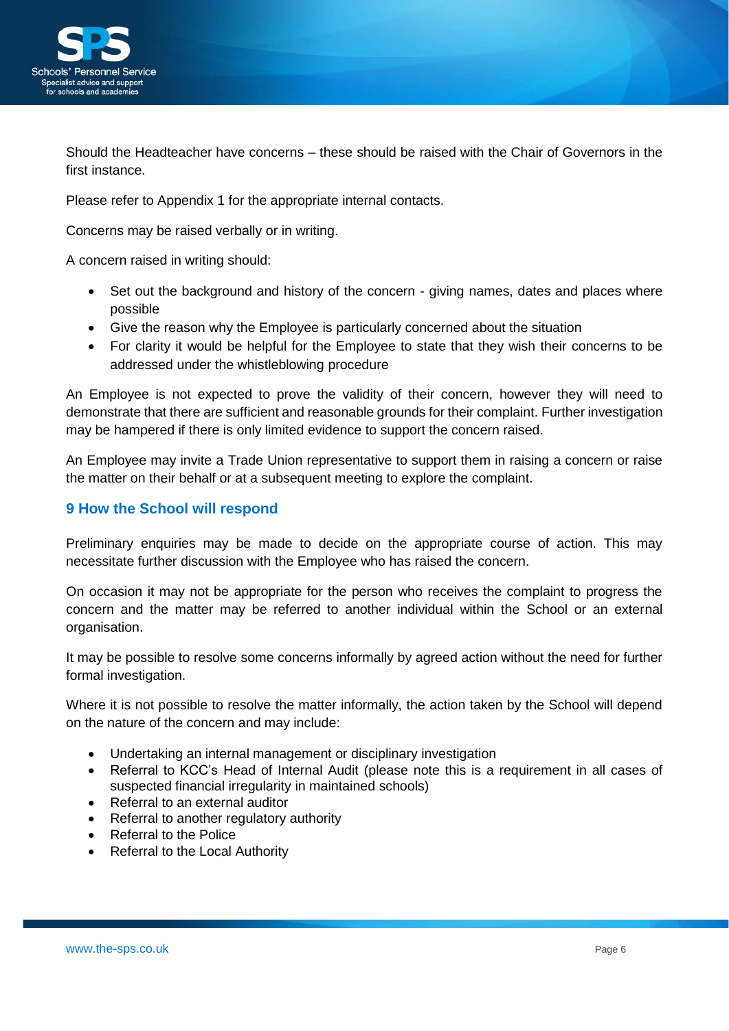Should the Headteacher have concerns – these should be raised with the Chair of Governors in the first instance.

Please refer to Appendix 1 for the appropriate internal contacts.

Concerns may be raised verbally or in writing.

A concern raised in writing should:

- Set out the background and history of the concern - giving names, dates and places where possible
- Give the reason why the Employee is particularly concerned about the situation
- For clarity it would be helpful for the Employee to state that they wish their concerns to be addressed under the whistleblowing procedure

An Employee is not expected to prove the validity of their concern, however they will need to demonstrate that there are sufficient and reasonable grounds for their complaint. Further investigation may be hampered if there is only limited evidence to support the concern raised.

An Employee may invite a Trade Union representative to support them in raising a concern or raise the matter on their behalf or at a subsequent meeting to explore the complaint.

## 9 How the School will respond

Preliminary enquiries may be made to decide on the appropriate course of action. This may necessitate further discussion with the Employee who has raised the concern.

On occasion it may not be appropriate for the person who receives the complaint to progress the concern and the matter may be referred to another individual within the School or an external organisation.

It may be possible to resolve some concerns informally by agreed action without the need for further formal investigation.

Where it is not possible to resolve the matter informally, the action taken by the School will depend on the nature of the concern and may include:

- Undertaking an internal management or disciplinary investigation
- Referral to KCC's Head of Internal Audit (please note this is a requirement in all cases of suspected financial irregularity in maintained schools)
- Referral to an external auditor
- Referral to another regulatory authority
- Referral to the Police
- Referral to the Local Authority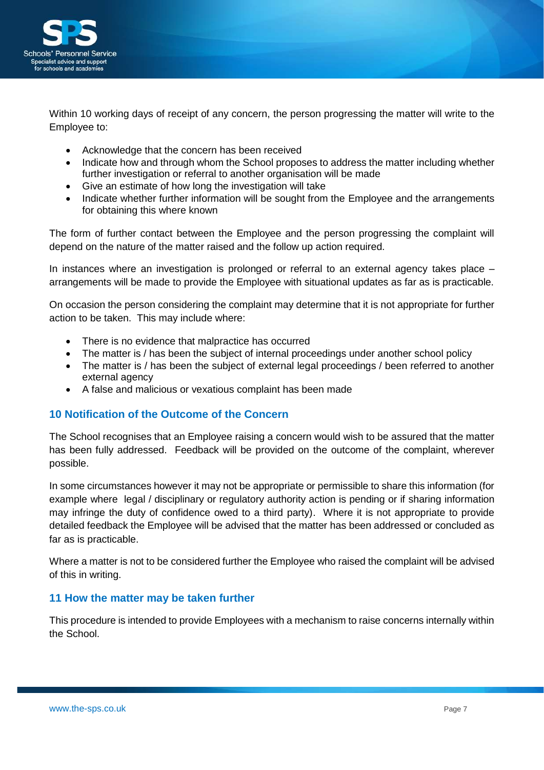Within 10 working days of receipt of any concern, the person progressing the matter will write to the Employee to:

- Acknowledge that the concern has been received
- Indicate how and through whom the School proposes to address the matter including whether further investigation or referral to another organisation will be made
- Give an estimate of how long the investigation will take
- Indicate whether further information will be sought from the Employee and the arrangements for obtaining this where known

The form of further contact between the Employee and the person progressing the complaint will depend on the nature of the matter raised and the follow up action required.

In instances where an investigation is prolonged or referral to an external agency takes place – arrangements will be made to provide the Employee with situational updates as far as is practicable.

On occasion the person considering the complaint may determine that it is not appropriate for further action to be taken. This may include where:

- There is no evidence that malpractice has occurred
- The matter is / has been the subject of internal proceedings under another school policy
- The matter is / has been the subject of external legal proceedings / been referred to another external agency
- A false and malicious or vexatious complaint has been made

## 10 Notification of the Outcome of the Concern

The School recognises that an Employee raising a concern would wish to be assured that the matter has been fully addressed. Feedback will be provided on the outcome of the complaint, wherever possible.

In some circumstances however it may not be appropriate or permissible to share this information (for example where legal / disciplinary or regulatory authority action is pending or if sharing information may infringe the duty of confidence owed to a third party). Where it is not appropriate to provide detailed feedback the Employee will be advised that the matter has been addressed or concluded as far as is practicable.

Where a matter is not to be considered further the Employee who raised the complaint will be advised of this in writing.

## 11 How the matter may be taken further

This procedure is intended to provide Employees with a mechanism to raise concerns internally within the School.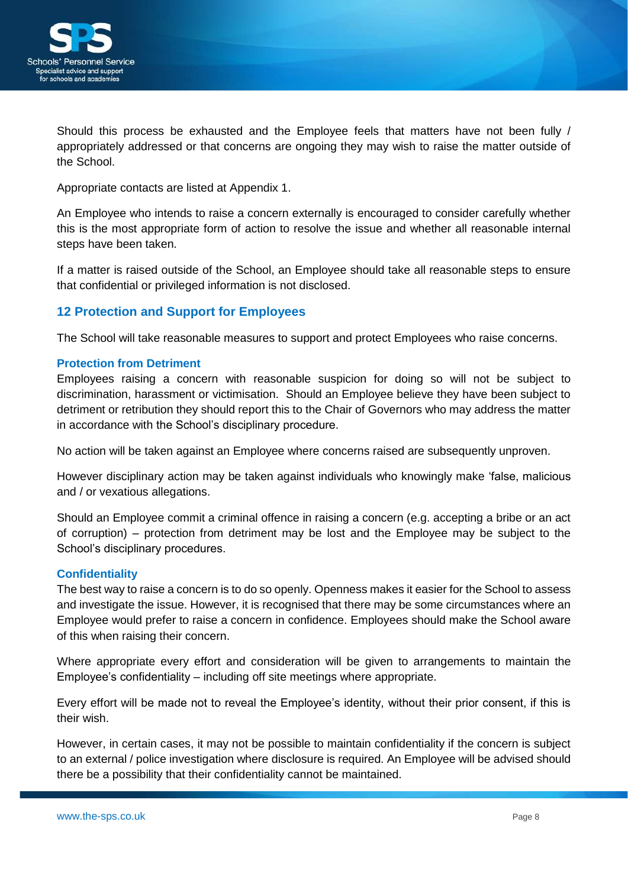Should this process be exhausted and the Employee feels that matters have not been fully / appropriately addressed or that concerns are ongoing they may wish to raise the matter outside of the School.

Appropriate contacts are listed at Appendix 1.

An Employee who intends to raise a concern externally is encouraged to consider carefully whether this is the most appropriate form of action to resolve the issue and whether all reasonable internal steps have been taken.

If a matter is raised outside of the School, an Employee should take all reasonable steps to ensure that confidential or privileged information is not disclosed.

## 12 Protection and Support for Employees

The School will take reasonable measures to support and protect Employees who raise concerns.

### Protection from Detriment

Employees raising a concern with reasonable suspicion for doing so will not be subject to discrimination, harassment or victimisation.  Should an Employee believe they have been subject to detriment or retribution they should report this to the Chair of Governors who may address the matter in accordance with the School's disciplinary procedure.

No action will be taken against an Employee where concerns raised are subsequently unproven.

However disciplinary action may be taken against individuals who knowingly make 'false, malicious and / or vexatious allegations.

Should an Employee commit a criminal offence in raising a concern (e.g. accepting a bribe or an act of corruption) – protection from detriment may be lost and the Employee may be subject to the School's disciplinary procedures.

### Confidentiality

The best way to raise a concern is to do so openly. Openness makes it easier for the School to assess and investigate the issue. However, it is recognised that there may be some circumstances where an Employee would prefer to raise a concern in confidence. Employees should make the School aware of this when raising their concern.

Where appropriate every effort and consideration will be given to arrangements to maintain the Employee's confidentiality – including off site meetings where appropriate.

Every effort will be made not to reveal the Employee's identity, without their prior consent, if this is their wish.

However, in certain cases, it may not be possible to maintain confidentiality if the concern is subject to an external / police investigation where disclosure is required. An Employee will be advised should there be a possibility that their confidentiality cannot be maintained.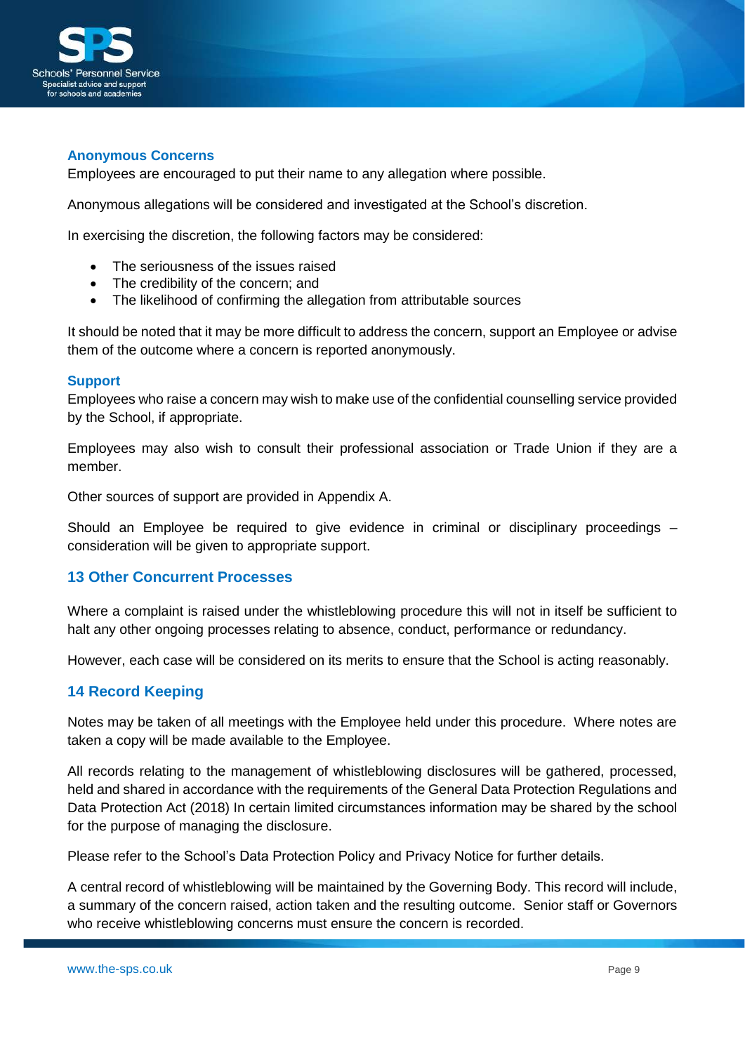### Anonymous Concerns

Employees are encouraged to put their name to any allegation where possible.

Anonymous allegations will be considered and investigated at the School's discretion.

In exercising the discretion, the following factors may be considered:

- The seriousness of the issues raised
- The credibility of the concern; and
- The likelihood of confirming the allegation from attributable sources

It should be noted that it may be more difficult to address the concern, support an Employee or advise them of the outcome where a concern is reported anonymously.

### Support

Employees who raise a concern may wish to make use of the confidential counselling service provided by the School, if appropriate.

Employees may also wish to consult their professional association or Trade Union if they are a member.

Other sources of support are provided in Appendix A.

Should an Employee be required to give evidence in criminal or disciplinary proceedings – consideration will be given to appropriate support.

## 13 Other Concurrent Processes

Where a complaint is raised under the whistleblowing procedure this will not in itself be sufficient to halt any other ongoing processes relating to absence, conduct, performance or redundancy.

However, each case will be considered on its merits to ensure that the School is acting reasonably.

## 14 Record Keeping

Notes may be taken of all meetings with the Employee held under this procedure. Where notes are taken a copy will be made available to the Employee.

All records relating to the management of whistleblowing disclosures will be gathered, processed, held and shared in accordance with the requirements of the General Data Protection Regulations and Data Protection Act (2018) In certain limited circumstances information may be shared by the school for the purpose of managing the disclosure.

Please refer to the School's Data Protection Policy and Privacy Notice for further details.

A central record of whistleblowing will be maintained by the Governing Body. This record will include, a summary of the concern raised, action taken and the resulting outcome. Senior staff or Governors who receive whistleblowing concerns must ensure the concern is recorded.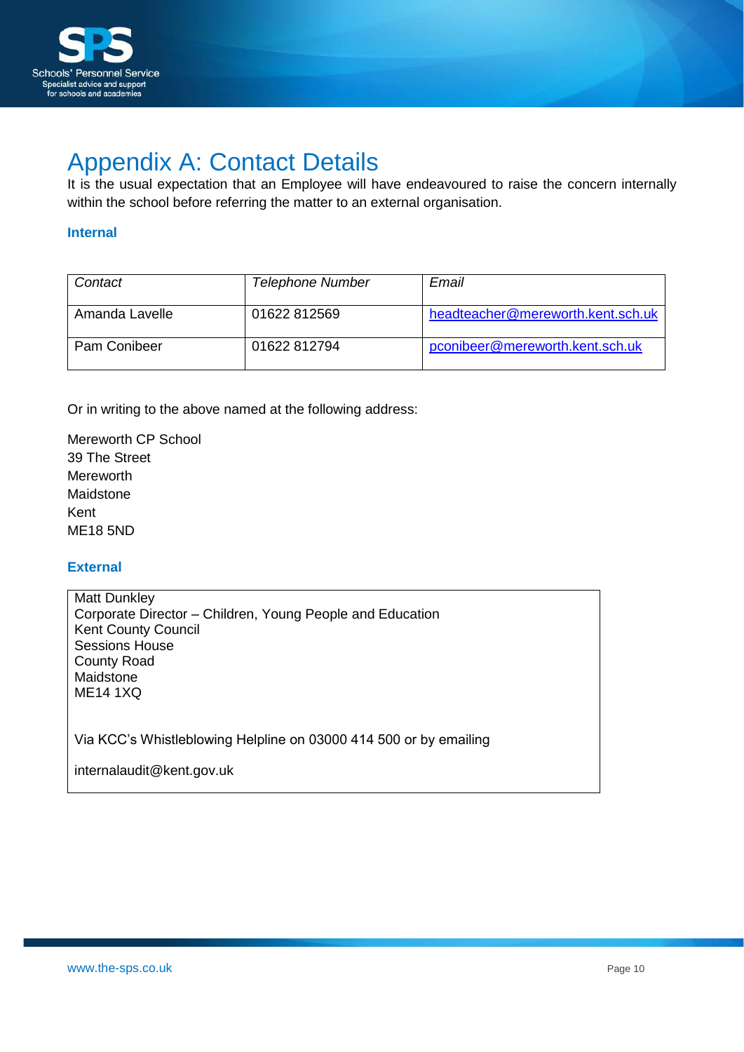# Appendix A: Contact Details

It is the usual expectation that an Employee will have endeavoured to raise the concern internally within the school before referring the matter to an external organisation.

### Internal

| *Contact* | *Telephone Number* | *Email* |
|---|---|---|
| Amanda Lavelle | 01622 812569 | headteacher@mereworth.kent.sch.uk |
| Pam Conibeer | 01622 812794 | pconibeer@mereworth.kent.sch.uk |

Or in writing to the above named at the following address:

Mereworth CP School
39 The Street
Mereworth
Maidstone
Kent
ME18 5ND

### External

Matt Dunkley
Corporate Director – Children, Young People and Education
Kent County Council
Sessions House
County Road
Maidstone
ME14 1XQ

Via KCC's Whistleblowing Helpline on 03000 414 500 or by emailing

internalaudit@kent.gov.uk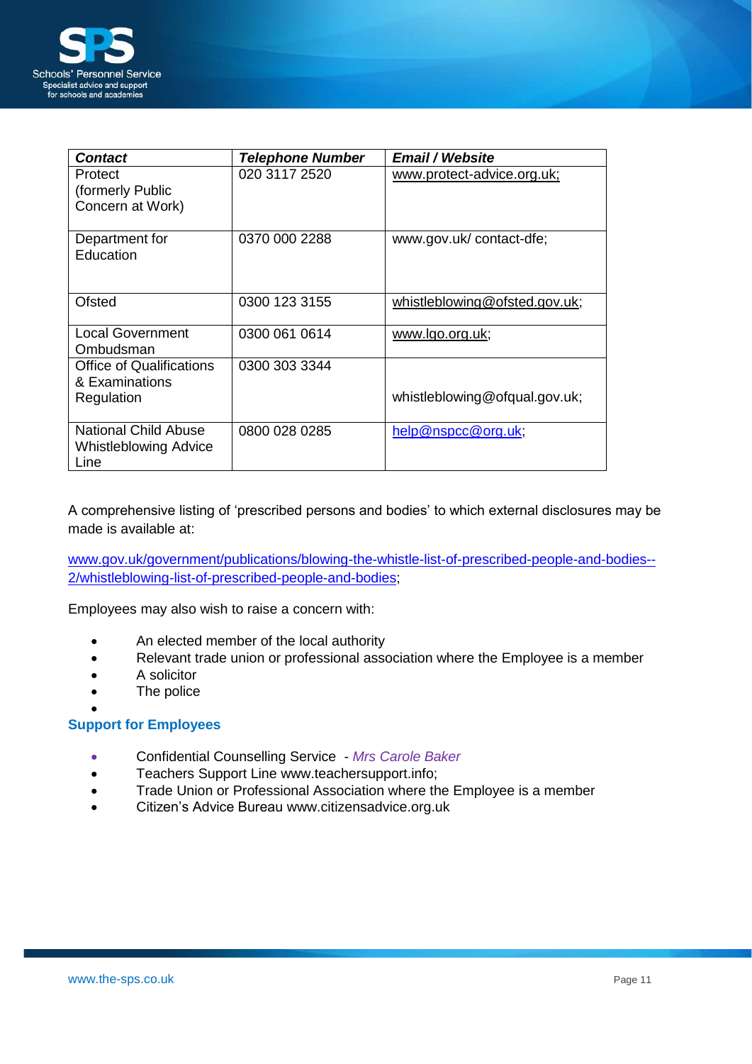| *Contact* | *Telephone Number* | *Email / Website* |
|---|---|---|
| Protect (formerly Public Concern at Work) | 020 3117 2520 | www.protect-advice.org.uk; |
| Department for Education | 0370 000 2288 | www.gov.uk/ contact-dfe; |
| Ofsted | 0300 123 3155 | whistleblowing@ofsted.gov.uk; |
| Local Government Ombudsman | 0300 061 0614 | www.lgo.org.uk; |
| Office of Qualifications & Examinations Regulation | 0300 303 3344 | whistleblowing@ofqual.gov.uk; |
| National Child Abuse Whistleblowing Advice Line | 0800 028 0285 | help@nspcc@org.uk; |

A comprehensive listing of 'prescribed persons and bodies' to which external disclosures may be made is available at:

www.gov.uk/government/publications/blowing-the-whistle-list-of-prescribed-people-and-bodies--2/whistleblowing-list-of-prescribed-people-and-bodies;

Employees may also wish to raise a concern with:

- An elected member of the local authority
- Relevant trade union or professional association where the Employee is a member
- A solicitor
- The police

## Support for Employees

- Confidential Counselling Service - *Mrs Carole Baker*
- Teachers Support Line www.teachersupport.info;
- Trade Union or Professional Association where the Employee is a member
- Citizen's Advice Bureau www.citizensadvice.org.uk